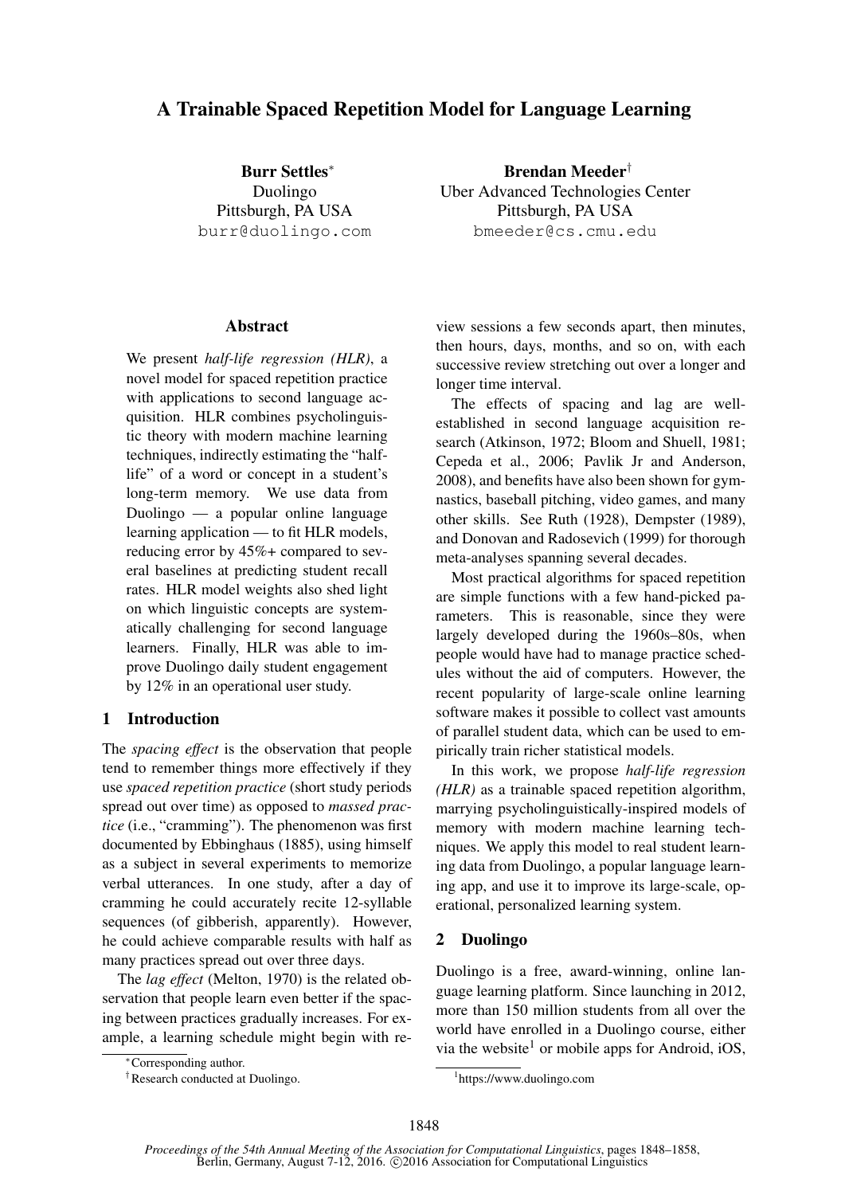# A Trainable Spaced Repetition Model for Language Learning

**Burr Settles**[*]
Duolingo
Pittsburgh, PA USA
burr@duolingo.com

**Brendan Meeder**[†]
Uber Advanced Technologies Center
Pittsburgh, PA USA
bmeeder@cs.cmu.edu

## Abstract

We present *half-life regression (HLR)*, a novel model for spaced repetition practice with applications to second language acquisition. HLR combines psycholinguistic theory with modern machine learning techniques, indirectly estimating the "half-life" of a word or concept in a student's long-term memory. We use data from Duolingo — a popular online language learning application — to fit HLR models, reducing error by 45%+ compared to several baselines at predicting student recall rates. HLR model weights also shed light on which linguistic concepts are systematically challenging for second language learners. Finally, HLR was able to improve Duolingo daily student engagement by 12% in an operational user study.

## 1 Introduction

The *spacing effect* is the observation that people tend to remember things more effectively if they use *spaced repetition practice* (short study periods spread out over time) as opposed to *massed practice* (i.e., "cramming"). The phenomenon was first documented by Ebbinghaus (1885), using himself as a subject in several experiments to memorize verbal utterances. In one study, after a day of cramming he could accurately recite 12-syllable sequences (of gibberish, apparently). However, he could achieve comparable results with half as many practices spread out over three days.

The *lag effect* (Melton, 1970) is the related observation that people learn even better if the spacing between practices gradually increases. For example, a learning schedule might begin with review sessions a few seconds apart, then minutes, then hours, days, months, and so on, with each successive review stretching out over a longer and longer time interval.

The effects of spacing and lag are well-established in second language acquisition research (Atkinson, 1972; Bloom and Shuell, 1981; Cepeda et al., 2006; Pavlik Jr and Anderson, 2008), and benefits have also been shown for gymnastics, baseball pitching, video games, and many other skills. See Ruth (1928), Dempster (1989), and Donovan and Radosevich (1999) for thorough meta-analyses spanning several decades.

Most practical algorithms for spaced repetition are simple functions with a few hand-picked parameters. This is reasonable, since they were largely developed during the 1960s–80s, when people would have had to manage practice schedules without the aid of computers. However, the recent popularity of large-scale online learning software makes it possible to collect vast amounts of parallel student data, which can be used to empirically train richer statistical models.

In this work, we propose *half-life regression (HLR)* as a trainable spaced repetition algorithm, marrying psycholinguistically-inspired models of memory with modern machine learning techniques. We apply this model to real student learning data from Duolingo, a popular language learning app, and use it to improve its large-scale, operational, personalized learning system.

## 2 Duolingo

Duolingo is a free, award-winning, online language learning platform. Since launching in 2012, more than 150 million students from all over the world have enrolled in a Duolingo course, either via the website[1] or mobile apps for Android, iOS,

[*] Corresponding author.

[†] Research conducted at Duolingo.

[1] https://www.duolingo.com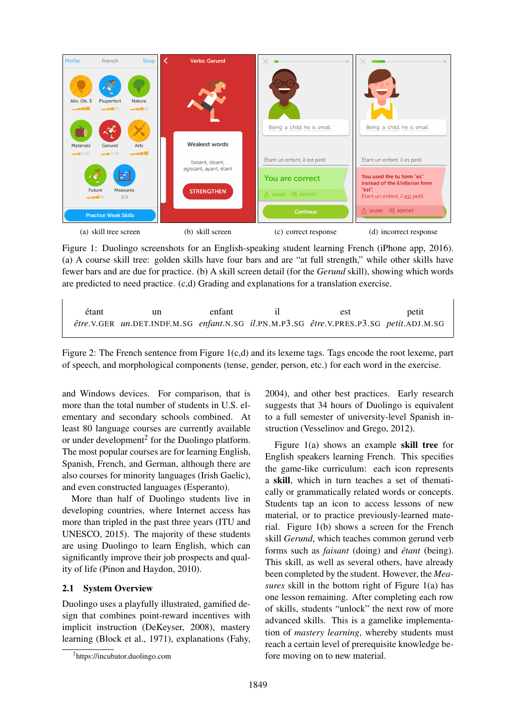(a) skill tree screen (b) skill screen (c) correct response (d) incorrect response

Figure 1: Duolingo screenshots for an English-speaking student learning French (iPhone app, 2016). (a) A course skill tree: golden skills have four bars and are "at full strength," while other skills have fewer bars and are due for practice. (b) A skill screen detail (for the *Gerund* skill), showing which words are predicted to need practice. (c,d) Grading and explanations for a translation exercise.

| étant | un | enfant | il | est | petit |
|---|---|---|---|---|---|
| *être*.V.GER | *un*.DET.INDF.M.SG | *enfant*.N.SG | *il*.PN.M.P3.SG | *être*.V.PRES.P3.SG | *petit*.ADJ.M.SG |

Figure 2: The French sentence from Figure 1(c,d) and its lexeme tags. Tags encode the root lexeme, part of speech, and morphological components (tense, gender, person, etc.) for each word in the exercise.

and Windows devices. For comparison, that is more than the total number of students in U.S. elementary and secondary schools combined. At least 80 language courses are currently available or under development[2] for the Duolingo platform. The most popular courses are for learning English, Spanish, French, and German, although there are also courses for minority languages (Irish Gaelic), and even constructed languages (Esperanto).

More than half of Duolingo students live in developing countries, where Internet access has more than tripled in the past three years (ITU and UNESCO, 2015). The majority of these students are using Duolingo to learn English, which can significantly improve their job prospects and quality of life (Pinon and Haydon, 2010).

## 2.1 System Overview

Duolingo uses a playfully illustrated, gamified design that combines point-reward incentives with implicit instruction (DeKeyser, 2008), mastery learning (Block et al., 1971), explanations (Fahy, 2004), and other best practices. Early research suggests that 34 hours of Duolingo is equivalent to a full semester of university-level Spanish instruction (Vesselinov and Grego, 2012).

Figure 1(a) shows an example **skill tree** for English speakers learning French. This specifies the game-like curriculum: each icon represents a **skill**, which in turn teaches a set of thematically or grammatically related words or concepts. Students tap an icon to access lessons of new material, or to practice previously-learned material. Figure 1(b) shows a screen for the French skill *Gerund*, which teaches common gerund verb forms such as *faisant* (doing) and *étant* (being). This skill, as well as several others, have already been completed by the student. However, the *Measures* skill in the bottom right of Figure 1(a) has one lesson remaining. After completing each row of skills, students "unlock" the next row of more advanced skills. This is a gamelike implementation of *mastery learning*, whereby students must reach a certain level of prerequisite knowledge before moving on to new material.

[2] https://incubator.duolingo.com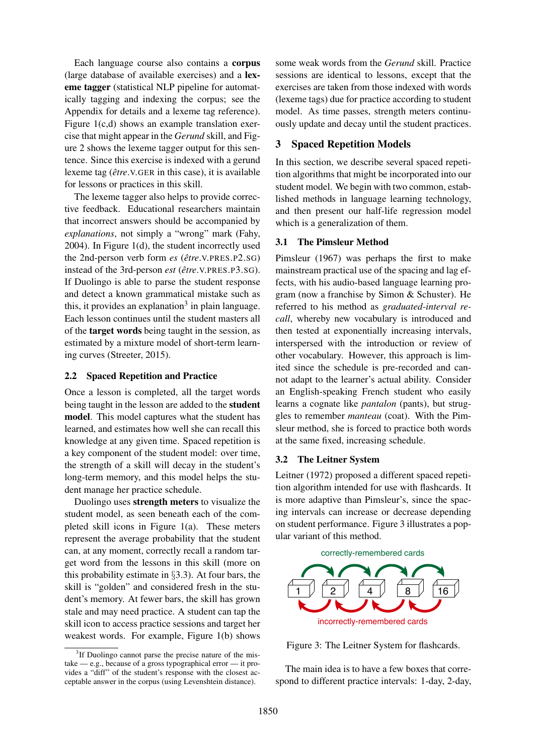Each language course also contains a **corpus** (large database of available exercises) and a **lexeme tagger** (statistical NLP pipeline for automatically tagging and indexing the corpus; see the Appendix for details and a lexeme tag reference). Figure 1(c,d) shows an example translation exercise that might appear in the *Gerund* skill, and Figure 2 shows the lexeme tagger output for this sentence. Since this exercise is indexed with a gerund lexeme tag (*être*.V.GER in this case), it is available for lessons or practices in this skill.

The lexeme tagger also helps to provide corrective feedback. Educational researchers maintain that incorrect answers should be accompanied by *explanations*, not simply a "wrong" mark (Fahy, 2004). In Figure 1(d), the student incorrectly used the 2nd-person verb form *es* (*être*.V.PRES.P2.SG) instead of the 3rd-person *est* (*être*.V.PRES.P3.SG). If Duolingo is able to parse the student response and detect a known grammatical mistake such as this, it provides an explanation[3] in plain language. Each lesson continues until the student masters all of the **target words** being taught in the session, as estimated by a mixture model of short-term learning curves (Streeter, 2015).

### 2.2 Spaced Repetition and Practice

Once a lesson is completed, all the target words being taught in the lesson are added to the **student model**. This model captures what the student has learned, and estimates how well she can recall this knowledge at any given time. Spaced repetition is a key component of the student model: over time, the strength of a skill will decay in the student's long-term memory, and this model helps the student manage her practice schedule.

Duolingo uses **strength meters** to visualize the student model, as seen beneath each of the completed skill icons in Figure 1(a). These meters represent the average probability that the student can, at any moment, correctly recall a random target word from the lessons in this skill (more on this probability estimate in §3.3). At four bars, the skill is "golden" and considered fresh in the student's memory. At fewer bars, the skill has grown stale and may need practice. A student can tap the skill icon to access practice sessions and target her weakest words. For example, Figure 1(b) shows some weak words from the *Gerund* skill. Practice sessions are identical to lessons, except that the exercises are taken from those indexed with words (lexeme tags) due for practice according to student model. As time passes, strength meters continuously update and decay until the student practices.

[3] If Duolingo cannot parse the precise nature of the mistake — e.g., because of a gross typographical error — it provides a "diff" of the student's response with the closest acceptable answer in the corpus (using Levenshtein distance).

## 3 Spaced Repetition Models

In this section, we describe several spaced repetition algorithms that might be incorporated into our student model. We begin with two common, established methods in language learning technology, and then present our half-life regression model which is a generalization of them.

### 3.1 The Pimsleur Method

Pimsleur (1967) was perhaps the first to make mainstream practical use of the spacing and lag effects, with his audio-based language learning program (now a franchise by Simon & Schuster). He referred to his method as *graduated-interval recall*, whereby new vocabulary is introduced and then tested at exponentially increasing intervals, interspersed with the introduction or review of other vocabulary. However, this approach is limited since the schedule is pre-recorded and cannot adapt to the learner's actual ability. Consider an English-speaking French student who easily learns a cognate like *pantalon* (pants), but struggles to remember *manteau* (coat). With the Pimsleur method, she is forced to practice both words at the same fixed, increasing schedule.

### 3.2 The Leitner System

Leitner (1972) proposed a different spaced repetition algorithm intended for use with flashcards. It is more adaptive than Pimsleur's, since the spacing intervals can increase or decrease depending on student performance. Figure 3 illustrates a popular variant of this method.

correctly-remembered cards

1 2 4 8 16

incorrectly-remembered cards

Figure 3: The Leitner System for flashcards.

The main idea is to have a few boxes that correspond to different practice intervals: 1-day, 2-day,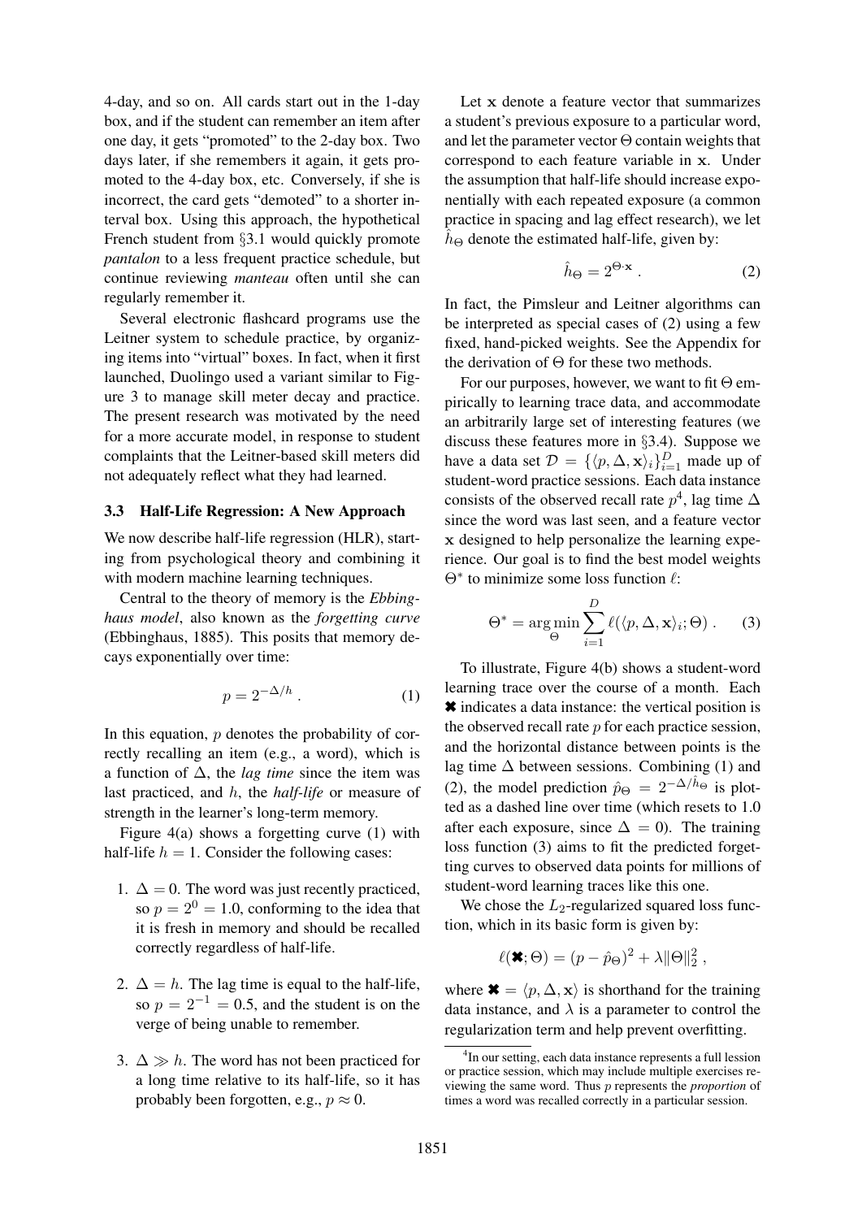4-day, and so on. All cards start out in the 1-day box, and if the student can remember an item after one day, it gets "promoted" to the 2-day box. Two days later, if she remembers it again, it gets promoted to the 4-day box, etc. Conversely, if she is incorrect, the card gets "demoted" to a shorter interval box. Using this approach, the hypothetical French student from §3.1 would quickly promote *pantalon* to a less frequent practice schedule, but continue reviewing *manteau* often until she can regularly remember it.

Several electronic flashcard programs use the Leitner system to schedule practice, by organizing items into "virtual" boxes. In fact, when it first launched, Duolingo used a variant similar to Figure 3 to manage skill meter decay and practice. The present research was motivated by the need for a more accurate model, in response to student complaints that the Leitner-based skill meters did not adequately reflect what they had learned.

### 3.3 Half-Life Regression: A New Approach

We now describe half-life regression (HLR), starting from psychological theory and combining it with modern machine learning techniques.

Central to the theory of memory is the *Ebbinghaus model*, also known as the *forgetting curve* (Ebbinghaus, 1885). This posits that memory decays exponentially over time:

$$p = 2^{-\Delta/h} \, . \tag{1}$$

In this equation, $p$ denotes the probability of correctly recalling an item (e.g., a word), which is a function of $\Delta$, the *lag time* since the item was last practiced, and $h$, the *half-life* or measure of strength in the learner's long-term memory.

Figure 4(a) shows a forgetting curve (1) with half-life $h = 1$. Consider the following cases:

1. $\Delta = 0$. The word was just recently practiced, so $p = 2^0 = 1.0$, conforming to the idea that it is fresh in memory and should be recalled correctly regardless of half-life.

2. $\Delta = h$. The lag time is equal to the half-life, so $p = 2^{-1} = 0.5$, and the student is on the verge of being unable to remember.

3. $\Delta \gg h$. The word has not been practiced for a long time relative to its half-life, so it has probably been forgotten, e.g., $p \approx 0$.

Let $\mathbf{x}$ denote a feature vector that summarizes a student's previous exposure to a particular word, and let the parameter vector $\Theta$ contain weights that correspond to each feature variable in $\mathbf{x}$. Under the assumption that half-life should increase exponentially with each repeated exposure (a common practice in spacing and lag effect research), we let $\hat{h}_\Theta$ denote the estimated half-life, given by:

$$\hat{h}_\Theta = 2^{\Theta \cdot \mathbf{x}} \, . \tag{2}$$

In fact, the Pimsleur and Leitner algorithms can be interpreted as special cases of (2) using a few fixed, hand-picked weights. See the Appendix for the derivation of $\Theta$ for these two methods.

For our purposes, however, we want to fit $\Theta$ empirically to learning trace data, and accommodate an arbitrarily large set of interesting features (we discuss these features more in §3.4). Suppose we have a data set $\mathcal{D} = \{\langle p, \Delta, \mathbf{x} \rangle_i\}_{i=1}^{D}$ made up of student-word practice sessions. Each data instance consists of the observed recall rate $p$[4], lag time $\Delta$ since the word was last seen, and a feature vector $\mathbf{x}$ designed to help personalize the learning experience. Our goal is to find the best model weights $\Theta^*$ to minimize some loss function $\ell$:

$$\Theta^* = \arg\min_{\Theta} \sum_{i=1}^{D} \ell(\langle p, \Delta, \mathbf{x} \rangle_i; \Theta) \, . \tag{3}$$

To illustrate, Figure 4(b) shows a student-word learning trace over the course of a month. Each ✖ indicates a data instance: the vertical position is the observed recall rate $p$ for each practice session, and the horizontal distance between points is the lag time $\Delta$ between sessions. Combining (1) and (2), the model prediction $\hat{p}_\Theta = 2^{-\Delta/\hat{h}_\Theta}$ is plotted as a dashed line over time (which resets to 1.0 after each exposure, since $\Delta = 0$). The training loss function (3) aims to fit the predicted forgetting curves to observed data points for millions of student-word learning traces like this one.

We chose the $L_2$-regularized squared loss function, which in its basic form is given by:

$$\ell(\text{✖}; \Theta) = (p - \hat{p}_\Theta)^2 + \lambda \|\Theta\|_2^2 \, ,$$

where ✖ $= \langle p, \Delta, \mathbf{x} \rangle$ is shorthand for the training data instance, and $\lambda$ is a parameter to control the regularization term and help prevent overfitting.

[4] In our setting, each data instance represents a full lession or practice session, which may include multiple exercises reviewing the same word. Thus $p$ represents the *proportion* of times a word was recalled correctly in a particular session.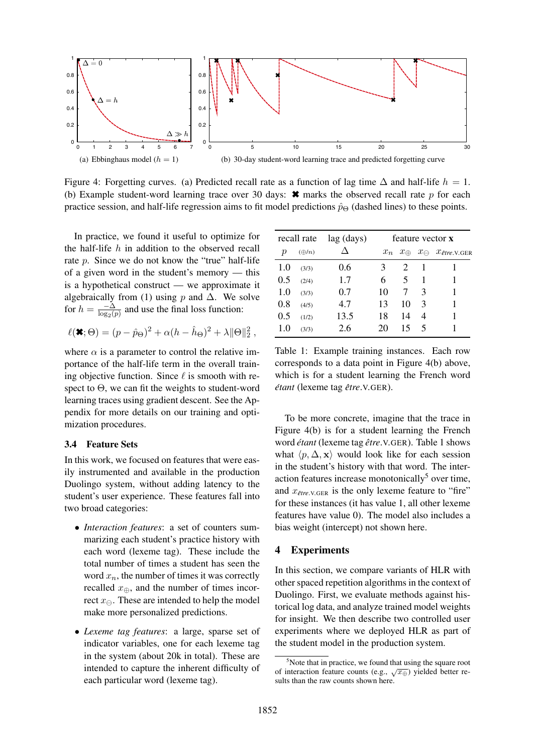Figure 4: Forgetting curves. (a) Predicted recall rate as a function of lag time $\Delta$ and half-life $h = 1$. (b) Example student-word learning trace over 30 days: ✖ marks the observed recall rate $p$ for each practice session, and half-life regression aims to fit model predictions $\hat{p}_\Theta$ (dashed lines) to these points.

(a) Ebbinghaus model ($h = 1$)

(b) 30-day student-word learning trace and predicted forgetting curve

In practice, we found it useful to optimize for the half-life $h$ in addition to the observed recall rate $p$. Since we do not know the "true" half-life of a given word in the student's memory — this is a hypothetical construct — we approximate it algebraically from (1) using $p$ and $\Delta$. We solve for $h = \frac{-\Delta}{\log_2(p)}$ and use the final loss function:

$$\ell(✖; \Theta) = (p - \hat{p}_\Theta)^2 + \alpha(h - \hat{h}_\Theta)^2 + \lambda \|\Theta\|_2^2 ,$$

where $\alpha$ is a parameter to control the relative importance of the half-life term in the overall training objective function. Since $\ell$ is smooth with respect to $\Theta$, we can fit the weights to student-word learning traces using gradient descent. See the Appendix for more details on our training and optimization procedures.

### 3.4 Feature Sets

In this work, we focused on features that were easily instrumented and available in the production Duolingo system, without adding latency to the student's user experience. These features fall into two broad categories:

- *Interaction features*: a set of counters summarizing each student's practice history with each word (lexeme tag). These include the total number of times a student has seen the word $x_n$, the number of times it was correctly recalled $x_\oplus$, and the number of times incorrect $x_\ominus$. These are intended to help the model make more personalized predictions.
- *Lexeme tag features*: a large, sparse set of indicator variables, one for each lexeme tag in the system (about 20k in total). These are intended to capture the inherent difficulty of each particular word (lexeme tag).

| recall rate $p$ | $(\oplus/n)$ | lag (days) $\Delta$ | $x_n$ | $x_\oplus$ | $x_\ominus$ | $x_{\textit{être}.\text{V.GER}}$ |
|---|---|---|---|---|---|---|
| 1.0 | (3/3) | 0.6 | 3 | 2 | 1 | 1 |
| 0.5 | (2/4) | 1.7 | 6 | 5 | 1 | 1 |
| 1.0 | (3/3) | 0.7 | 10 | 7 | 3 | 1 |
| 0.8 | (4/5) | 4.7 | 13 | 10 | 3 | 1 |
| 0.5 | (1/2) | 13.5 | 18 | 14 | 4 | 1 |
| 1.0 | (3/3) | 2.6 | 20 | 15 | 5 | 1 |

(The last four columns are grouped under "feature vector $\mathbf{x}$".)

Table 1: Example training instances. Each row corresponds to a data point in Figure 4(b) above, which is for a student learning the French word *étant* (lexeme tag *être*.V.GER).

To be more concrete, imagine that the trace in Figure 4(b) is for a student learning the French word *étant* (lexeme tag *être*.V.GER). Table 1 shows what $\langle p, \Delta, \mathbf{x} \rangle$ would look like for each session in the student's history with that word. The interaction features increase monotonically[5] over time, and $x_{\textit{être}.\text{V.GER}}$ is the only lexeme feature to "fire" for these instances (it has value 1, all other lexeme features have value 0). The model also includes a bias weight (intercept) not shown here.

## 4 Experiments

In this section, we compare variants of HLR with other spaced repetition algorithms in the context of Duolingo. First, we evaluate methods against historical log data, and analyze trained model weights for insight. We then describe two controlled user experiments where we deployed HLR as part of the student model in the production system.

[5] Note that in practice, we found that using the square root of interaction feature counts (e.g., $\sqrt{x_\oplus}$) yielded better results than the raw counts shown here.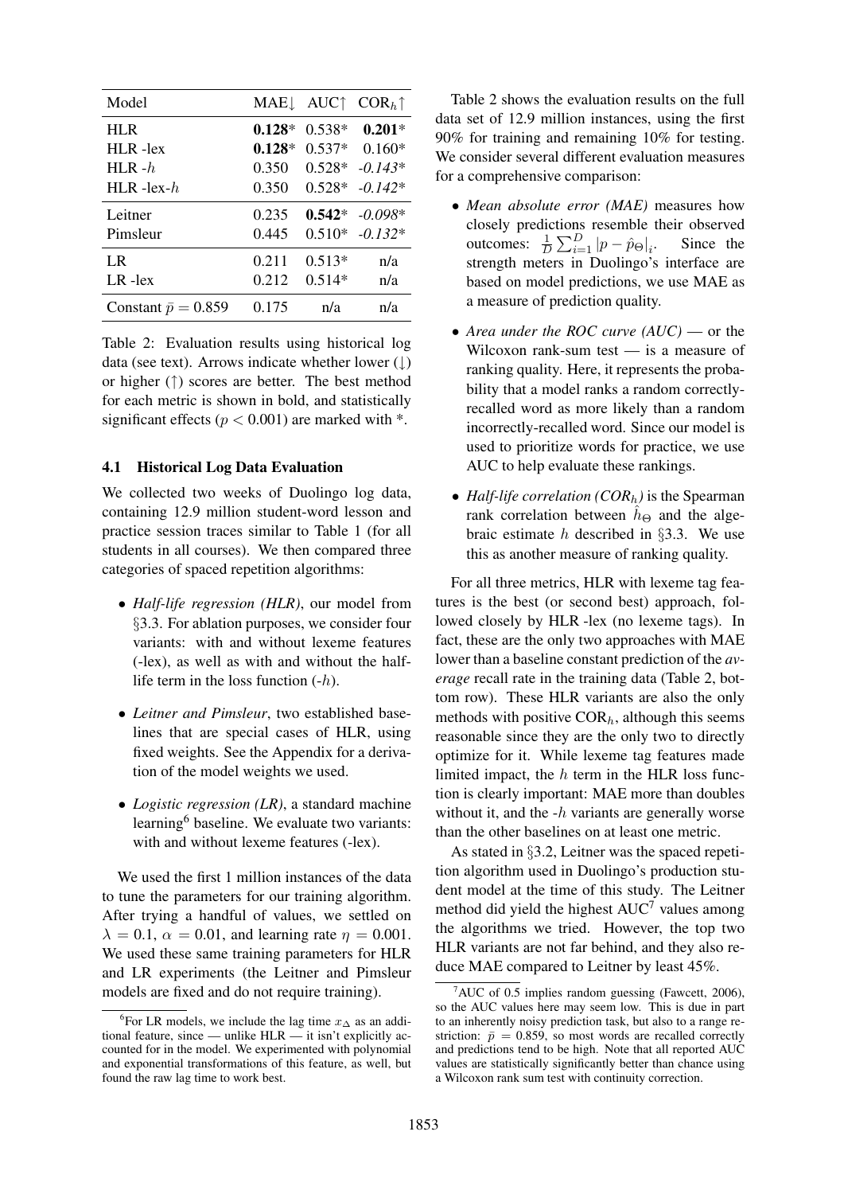| Model | MAE↓ | AUC↑ | $\text{COR}_h$↑ |
|---|---|---|---|
| HLR | **0.128*** | 0.538* | **0.201*** |
| HLR -lex | **0.128*** | 0.537* | 0.160* |
| HLR -$h$ | 0.350 | 0.528* | *-0.143** |
| HLR -lex-$h$ | 0.350 | 0.528* | *-0.142** |
| Leitner | 0.235 | **0.542*** | *-0.098** |
| Pimsleur | 0.445 | 0.510* | *-0.132** |
| LR | 0.211 | 0.513* | n/a |
| LR -lex | 0.212 | 0.514* | n/a |
| Constant $\bar{p} = 0.859$ | 0.175 | n/a | n/a |

Table 2: Evaluation results using historical log data (see text). Arrows indicate whether lower (↓) or higher (↑) scores are better. The best method for each metric is shown in bold, and statistically significant effects ($p < 0.001$) are marked with *.

### 4.1 Historical Log Data Evaluation

We collected two weeks of Duolingo log data, containing 12.9 million student-word lesson and practice session traces similar to Table 1 (for all students in all courses). We then compared three categories of spaced repetition algorithms:

- *Half-life regression (HLR)*, our model from §3.3. For ablation purposes, we consider four variants: with and without lexeme features (-lex), as well as with and without the half-life term in the loss function (-$h$).
- *Leitner and Pimsleur*, two established baselines that are special cases of HLR, using fixed weights. See the Appendix for a derivation of the model weights we used.
- *Logistic regression (LR)*, a standard machine learning[6] baseline. We evaluate two variants: with and without lexeme features (-lex).

We used the first 1 million instances of the data to tune the parameters for our training algorithm. After trying a handful of values, we settled on $\lambda = 0.1$, $\alpha = 0.01$, and learning rate $\eta = 0.001$. We used these same training parameters for HLR and LR experiments (the Leitner and Pimsleur models are fixed and do not require training).

[6]For LR models, we include the lag time $x_\Delta$ as an additional feature, since — unlike HLR — it isn't explicitly accounted for in the model. We experimented with polynomial and exponential transformations of this feature, as well, but found the raw lag time to work best.

Table 2 shows the evaluation results on the full data set of 12.9 million instances, using the first 90% for training and remaining 10% for testing. We consider several different evaluation measures for a comprehensive comparison:

- *Mean absolute error (MAE)* measures how closely predictions resemble their observed outcomes: $\frac{1}{D}\sum_{i=1}^{D}|p - \hat{p}_\Theta|_i$. Since the strength meters in Duolingo's interface are based on model predictions, we use MAE as a measure of prediction quality.
- *Area under the ROC curve (AUC)* — or the Wilcoxon rank-sum test — is a measure of ranking quality. Here, it represents the probability that a model ranks a random correctly-recalled word as more likely than a random incorrectly-recalled word. Since our model is used to prioritize words for practice, we use AUC to help evaluate these rankings.
- *Half-life correlation ($\text{COR}_h$)* is the Spearman rank correlation between $\hat{h}_\Theta$ and the algebraic estimate $h$ described in §3.3. We use this as another measure of ranking quality.

For all three metrics, HLR with lexeme tag features is the best (or second best) approach, followed closely by HLR -lex (no lexeme tags). In fact, these are the only two approaches with MAE lower than a baseline constant prediction of the *average* recall rate in the training data (Table 2, bottom row). These HLR variants are also the only methods with positive $\text{COR}_h$, although this seems reasonable since they are the only two to directly optimize for it. While lexeme tag features made limited impact, the $h$ term in the HLR loss function is clearly important: MAE more than doubles without it, and the -$h$ variants are generally worse than the other baselines on at least one metric.

As stated in §3.2, Leitner was the spaced repetition algorithm used in Duolingo's production student model at the time of this study. The Leitner method did yield the highest AUC[7] values among the algorithms we tried. However, the top two HLR variants are not far behind, and they also reduce MAE compared to Leitner by least 45%.

[7]AUC of 0.5 implies random guessing (Fawcett, 2006), so the AUC values here may seem low. This is due in part to an inherently noisy prediction task, but also to a range restriction: $\bar{p} = 0.859$, so most words are recalled correctly and predictions tend to be high. Note that all reported AUC values are statistically significantly better than chance using a Wilcoxon rank sum test with continuity correction.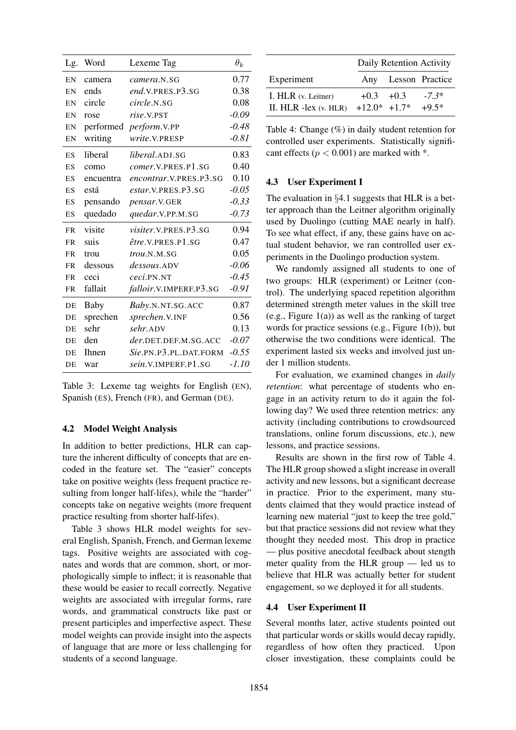| Lg. | Word | Lexeme Tag | $\theta_k$ |
|---|---|---|---|
| EN | camera | *camera*.N.SG | 0.77 |
| EN | ends | *end*.V.PRES.P3.SG | 0.38 |
| EN | circle | *circle*.N.SG | 0.08 |
| EN | rose | *rise*.V.PST | *-0.09* |
| EN | performed | *perform*.V.PP | *-0.48* |
| EN | writing | *write*.V.PRESP | *-0.81* |
| ES | liberal | *liberal*.ADJ.SG | 0.83 |
| ES | como | *comer*.V.PRES.P1.SG | 0.40 |
| ES | encuentra | *encontrar*.V.PRES.P3.SG | 0.10 |
| ES | está | *estar*.V.PRES.P3.SG | *-0.05* |
| ES | pensando | *pensar*.V.GER | *-0.33* |
| ES | quedado | *quedar*.V.PP.M.SG | *-0.73* |
| FR | visite | *visiter*.V.PRES.P3.SG | 0.94 |
| FR | suis | *être*.V.PRES.P1.SG | 0.47 |
| FR | trou | *trou*.N.M.SG | 0.05 |
| FR | dessous | *dessous*.ADV | *-0.06* |
| FR | ceci | *ceci*.PN.NT | *-0.45* |
| FR | fallait | *falloir*.V.IMPERF.P3.SG | *-0.91* |
| DE | Baby | *Baby*.N.NT.SG.ACC | 0.87 |
| DE | sprechen | *sprechen*.V.INF | 0.56 |
| DE | sehr | *sehr*.ADV | 0.13 |
| DE | den | *der*.DET.DEF.M.SG.ACC | *-0.07* |
| DE | Ihnen | *Sie*.PN.P3.PL.DAT.FORM | *-0.55* |
| DE | war | *sein*.V.IMPERF.P1.SG | *-1.10* |

Table 3: Lexeme tag weights for English (EN), Spanish (ES), French (FR), and German (DE).

### 4.2 Model Weight Analysis

In addition to better predictions, HLR can capture the inherent difficulty of concepts that are encoded in the feature set. The "easier" concepts take on positive weights (less frequent practice resulting from longer half-lifes), while the "harder" concepts take on negative weights (more frequent practice resulting from shorter half-lifes).

Table 3 shows HLR model weights for several English, Spanish, French, and German lexeme tags. Positive weights are associated with cognates and words that are common, short, or morphologically simple to inflect; it is reasonable that these would be easier to recall correctly. Negative weights are associated with irregular forms, rare words, and grammatical constructs like past or present participles and imperfective aspect. These model weights can provide insight into the aspects of language that are more or less challenging for students of a second language.

| | Daily Retention Activity | | |
|---|---|---|---|
| Experiment | Any | Lesson | Practice |
| I. HLR (v. Leitner) | +0.3 | +0.3 | *-7.3\** |
| II. HLR -lex (v. HLR) | +12.0* | +1.7* | +9.5* |

Table 4: Change (%) in daily student retention for controlled user experiments. Statistically significant effects ($p < 0.001$) are marked with *.

### 4.3 User Experiment I

The evaluation in §4.1 suggests that HLR is a better approach than the Leitner algorithm originally used by Duolingo (cutting MAE nearly in half). To see what effect, if any, these gains have on actual student behavior, we ran controlled user experiments in the Duolingo production system.

We randomly assigned all students to one of two groups: HLR (experiment) or Leitner (control). The underlying spaced repetition algorithm determined strength meter values in the skill tree (e.g., Figure 1(a)) as well as the ranking of target words for practice sessions (e.g., Figure 1(b)), but otherwise the two conditions were identical. The experiment lasted six weeks and involved just under 1 million students.

For evaluation, we examined changes in *daily retention*: what percentage of students who engage in an activity return to do it again the following day? We used three retention metrics: any activity (including contributions to crowdsourced translations, online forum discussions, etc.), new lessons, and practice sessions.

Results are shown in the first row of Table 4. The HLR group showed a slight increase in overall activity and new lessons, but a significant decrease in practice. Prior to the experiment, many students claimed that they would practice instead of learning new material "just to keep the tree gold," but that practice sessions did not review what they thought they needed most. This drop in practice — plus positive anecdotal feedback about stength meter quality from the HLR group — led us to believe that HLR was actually better for student engagement, so we deployed it for all students.

### 4.4 User Experiment II

Several months later, active students pointed out that particular words or skills would decay rapidly, regardless of how often they practiced. Upon closer investigation, these complaints could be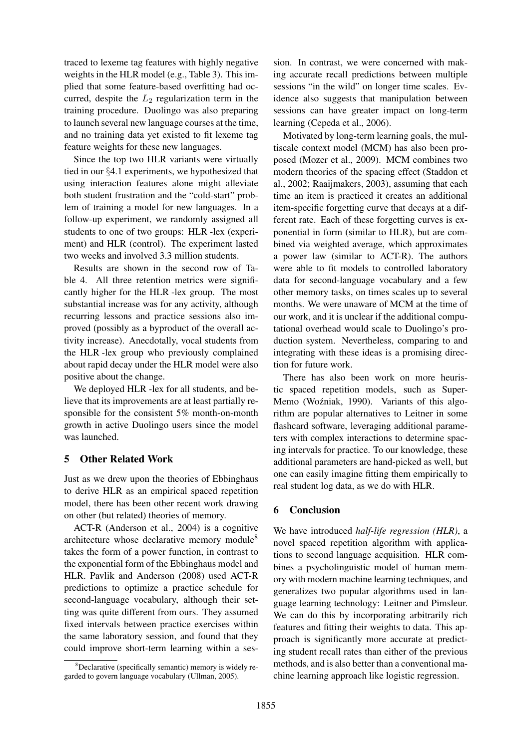traced to lexeme tag features with highly negative weights in the HLR model (e.g., Table 3). This implied that some feature-based overfitting had occurred, despite the $L_2$ regularization term in the training procedure. Duolingo was also preparing to launch several new language courses at the time, and no training data yet existed to fit lexeme tag feature weights for these new languages.

Since the top two HLR variants were virtually tied in our §4.1 experiments, we hypothesized that using interaction features alone might alleviate both student frustration and the "cold-start" problem of training a model for new languages. In a follow-up experiment, we randomly assigned all students to one of two groups: HLR -lex (experiment) and HLR (control). The experiment lasted two weeks and involved 3.3 million students.

Results are shown in the second row of Table 4. All three retention metrics were significantly higher for the HLR -lex group. The most substantial increase was for any activity, although recurring lessons and practice sessions also improved (possibly as a byproduct of the overall activity increase). Anecdotally, vocal students from the HLR -lex group who previously complained about rapid decay under the HLR model were also positive about the change.

We deployed HLR -lex for all students, and believe that its improvements are at least partially responsible for the consistent 5% month-on-month growth in active Duolingo users since the model was launched.

## 5 Other Related Work

Just as we drew upon the theories of Ebbinghaus to derive HLR as an empirical spaced repetition model, there has been other recent work drawing on other (but related) theories of memory.

ACT-R (Anderson et al., 2004) is a cognitive architecture whose declarative memory module[8] takes the form of a power function, in contrast to the exponential form of the Ebbinghaus model and HLR. Pavlik and Anderson (2008) used ACT-R predictions to optimize a practice schedule for second-language vocabulary, although their setting was quite different from ours. They assumed fixed intervals between practice exercises within the same laboratory session, and found that they could improve short-term learning within a session. In contrast, we were concerned with making accurate recall predictions between multiple sessions "in the wild" on longer time scales. Evidence also suggests that manipulation between sessions can have greater impact on long-term learning (Cepeda et al., 2006).

Motivated by long-term learning goals, the multiscale context model (MCM) has also been proposed (Mozer et al., 2009). MCM combines two modern theories of the spacing effect (Staddon et al., 2002; Raaijmakers, 2003), assuming that each time an item is practiced it creates an additional item-specific forgetting curve that decays at a different rate. Each of these forgetting curves is exponential in form (similar to HLR), but are combined via weighted average, which approximates a power law (similar to ACT-R). The authors were able to fit models to controlled laboratory data for second-language vocabulary and a few other memory tasks, on times scales up to several months. We were unaware of MCM at the time of our work, and it is unclear if the additional computational overhead would scale to Duolingo's production system. Nevertheless, comparing to and integrating with these ideas is a promising direction for future work.

There has also been work on more heuristic spaced repetition models, such as SuperMemo (Woźniak, 1990). Variants of this algorithm are popular alternatives to Leitner in some flashcard software, leveraging additional parameters with complex interactions to determine spacing intervals for practice. To our knowledge, these additional parameters are hand-picked as well, but one can easily imagine fitting them empirically to real student log data, as we do with HLR.

## 6 Conclusion

We have introduced *half-life regression (HLR)*, a novel spaced repetition algorithm with applications to second language acquisition. HLR combines a psycholinguistic model of human memory with modern machine learning techniques, and generalizes two popular algorithms used in language learning technology: Leitner and Pimsleur. We can do this by incorporating arbitrarily rich features and fitting their weights to data. This approach is significantly more accurate at predicting student recall rates than either of the previous methods, and is also better than a conventional machine learning approach like logistic regression.

[8] Declarative (specifically semantic) memory is widely regarded to govern language vocabulary (Ullman, 2005).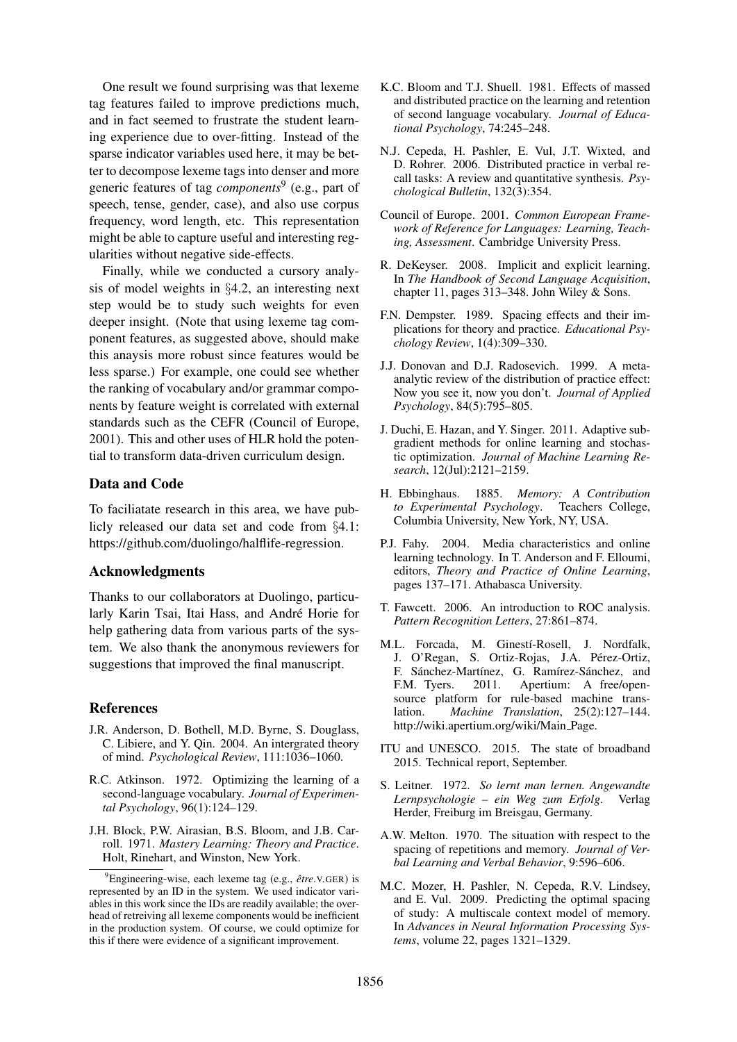One result we found surprising was that lexeme tag features failed to improve predictions much, and in fact seemed to frustrate the student learning experience due to over-fitting. Instead of the sparse indicator variables used here, it may be better to decompose lexeme tags into denser and more generic features of tag *components*[9] (e.g., part of speech, tense, gender, case), and also use corpus frequency, word length, etc. This representation might be able to capture useful and interesting regularities without negative side-effects.

Finally, while we conducted a cursory analysis of model weights in §4.2, an interesting next step would be to study such weights for even deeper insight. (Note that using lexeme tag component features, as suggested above, should make this anaysis more robust since features would be less sparse.) For example, one could see whether the ranking of vocabulary and/or grammar components by feature weight is correlated with external standards such as the CEFR (Council of Europe, 2001). This and other uses of HLR hold the potential to transform data-driven curriculum design.

## Data and Code

To faciliatate research in this area, we have publicly released our data set and code from §4.1: https://github.com/duolingo/halflife-regression.

## Acknowledgments

Thanks to our collaborators at Duolingo, particularly Karin Tsai, Itai Hass, and André Horie for help gathering data from various parts of the system. We also thank the anonymous reviewers for suggestions that improved the final manuscript.

## References

J.R. Anderson, D. Bothell, M.D. Byrne, S. Douglass, C. Libiere, and Y. Qin. 2004. An intergrated theory of mind. *Psychological Review*, 111:1036–1060.

R.C. Atkinson. 1972. Optimizing the learning of a second-language vocabulary. *Journal of Experimental Psychology*, 96(1):124–129.

J.H. Block, P.W. Airasian, B.S. Bloom, and J.B. Carroll. 1971. *Mastery Learning: Theory and Practice*. Holt, Rinehart, and Winston, New York.

K.C. Bloom and T.J. Shuell. 1981. Effects of massed and distributed practice on the learning and retention of second language vocabulary. *Journal of Educational Psychology*, 74:245–248.

N.J. Cepeda, H. Pashler, E. Vul, J.T. Wixted, and D. Rohrer. 2006. Distributed practice in verbal recall tasks: A review and quantitative synthesis. *Psychological Bulletin*, 132(3):354.

Council of Europe. 2001. *Common European Framework of Reference for Languages: Learning, Teaching, Assessment*. Cambridge University Press.

R. DeKeyser. 2008. Implicit and explicit learning. In *The Handbook of Second Language Acquisition*, chapter 11, pages 313–348. John Wiley & Sons.

F.N. Dempster. 1989. Spacing effects and their implications for theory and practice. *Educational Psychology Review*, 1(4):309–330.

J.J. Donovan and D.J. Radosevich. 1999. A meta-analytic review of the distribution of practice effect: Now you see it, now you don't. *Journal of Applied Psychology*, 84(5):795–805.

J. Duchi, E. Hazan, and Y. Singer. 2011. Adaptive subgradient methods for online learning and stochastic optimization. *Journal of Machine Learning Research*, 12(Jul):2121–2159.

H. Ebbinghaus. 1885. *Memory: A Contribution to Experimental Psychology*. Teachers College, Columbia University, New York, NY, USA.

P.J. Fahy. 2004. Media characteristics and online learning technology. In T. Anderson and F. Elloumi, editors, *Theory and Practice of Online Learning*, pages 137–171. Athabasca University.

T. Fawcett. 2006. An introduction to ROC analysis. *Pattern Recognition Letters*, 27:861–874.

M.L. Forcada, M. Ginestí-Rosell, J. Nordfalk, J. O'Regan, S. Ortiz-Rojas, J.A. Pérez-Ortiz, F. Sánchez-Martínez, G. Ramírez-Sánchez, and F.M. Tyers. 2011. Apertium: A free/open-source platform for rule-based machine translation. *Machine Translation*, 25(2):127–144. http://wiki.apertium.org/wiki/Main_Page.

ITU and UNESCO. 2015. The state of broadband 2015. Technical report, September.

S. Leitner. 1972. *So lernt man lernen. Angewandte Lernpsychologie – ein Weg zum Erfolg*. Verlag Herder, Freiburg im Breisgau, Germany.

A.W. Melton. 1970. The situation with respect to the spacing of repetitions and memory. *Journal of Verbal Learning and Verbal Behavior*, 9:596–606.

M.C. Mozer, H. Pashler, N. Cepeda, R.V. Lindsey, and E. Vul. 2009. Predicting the optimal spacing of study: A multiscale context model of memory. In *Advances in Neural Information Processing Systems*, volume 22, pages 1321–1329.

[9] Engineering-wise, each lexeme tag (e.g., *être*.V.GER) is represented by an ID in the system. We used indicator variables in this work since the IDs are readily available; the overhead of retreiving all lexeme components would be inefficient in the production system. Of course, we could optimize for this if there were evidence of a significant improvement.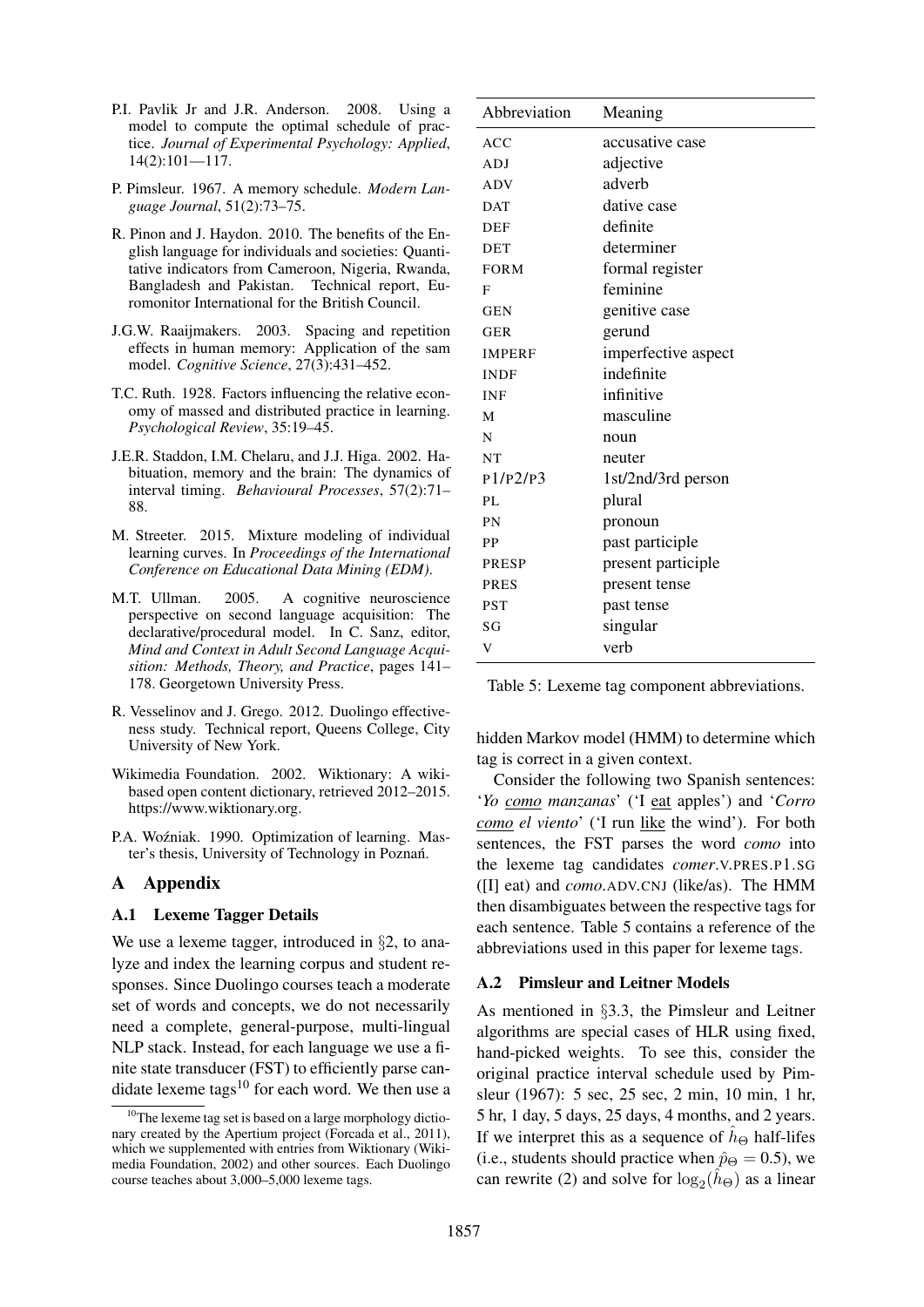P.I. Pavlik Jr and J.R. Anderson. 2008. Using a model to compute the optimal schedule of practice. *Journal of Experimental Psychology: Applied*, 14(2):101—117.

P. Pimsleur. 1967. A memory schedule. *Modern Language Journal*, 51(2):73–75.

R. Pinon and J. Haydon. 2010. The benefits of the English language for individuals and societies: Quantitative indicators from Cameroon, Nigeria, Rwanda, Bangladesh and Pakistan. Technical report, Euromonitor International for the British Council.

J.G.W. Raaijmakers. 2003. Spacing and repetition effects in human memory: Application of the sam model. *Cognitive Science*, 27(3):431–452.

T.C. Ruth. 1928. Factors influencing the relative economy of massed and distributed practice in learning. *Psychological Review*, 35:19–45.

J.E.R. Staddon, I.M. Chelaru, and J.J. Higa. 2002. Habituation, memory and the brain: The dynamics of interval timing. *Behavioural Processes*, 57(2):71–88.

M. Streeter. 2015. Mixture modeling of individual learning curves. In *Proceedings of the International Conference on Educational Data Mining (EDM)*.

M.T. Ullman. 2005. A cognitive neuroscience perspective on second language acquisition: The declarative/procedural model. In C. Sanz, editor, *Mind and Context in Adult Second Language Acquisition: Methods, Theory, and Practice*, pages 141–178. Georgetown University Press.

R. Vesselinov and J. Grego. 2012. Duolingo effectiveness study. Technical report, Queens College, City University of New York.

Wikimedia Foundation. 2002. Wiktionary: A wiki-based open content dictionary, retrieved 2012–2015. https://www.wiktionary.org.

P.A. Woźniak. 1990. Optimization of learning. Master's thesis, University of Technology in Poznań.

# A Appendix

## A.1 Lexeme Tagger Details

We use a lexeme tagger, introduced in §2, to analyze and index the learning corpus and student responses. Since Duolingo courses teach a moderate set of words and concepts, we do not necessarily need a complete, general-purpose, multi-lingual NLP stack. Instead, for each language we use a finite state transducer (FST) to efficiently parse candidate lexeme tags[10] for each word. We then use a hidden Markov model (HMM) to determine which tag is correct in a given context.

Consider the following two Spanish sentences: '*Yo como manzanas*' ('I eat apples') and '*Corro como el viento*' ('I run like the wind'). For both sentences, the FST parses the word *como* into the lexeme tag candidates *comer*.V.PRES.P1.SG ([I] eat) and *como*.ADV.CNJ (like/as). The HMM then disambiguates between the respective tags for each sentence. Table 5 contains a reference of the abbreviations used in this paper for lexeme tags.

| Abbreviation | Meaning |
|---|---|
| ACC | accusative case |
| ADJ | adjective |
| ADV | adverb |
| DAT | dative case |
| DEF | definite |
| DET | determiner |
| FORM | formal register |
| F | feminine |
| GEN | genitive case |
| GER | gerund |
| IMPERF | imperfective aspect |
| INDF | indefinite |
| INF | infinitive |
| M | masculine |
| N | noun |
| NT | neuter |
| P1/P2/P3 | 1st/2nd/3rd person |
| PL | plural |
| PN | pronoun |
| PP | past participle |
| PRESP | present participle |
| PRES | present tense |
| PST | past tense |
| SG | singular |
| V | verb |

Table 5: Lexeme tag component abbreviations.

[10] The lexeme tag set is based on a large morphology dictionary created by the Apertium project (Forcada et al., 2011), which we supplemented with entries from Wiktionary (Wikimedia Foundation, 2002) and other sources. Each Duolingo course teaches about 3,000–5,000 lexeme tags.

## A.2 Pimsleur and Leitner Models

As mentioned in §3.3, the Pimsleur and Leitner algorithms are special cases of HLR using fixed, hand-picked weights. To see this, consider the original practice interval schedule used by Pimsleur (1967): 5 sec, 25 sec, 2 min, 10 min, 1 hr, 5 hr, 1 day, 5 days, 25 days, 4 months, and 2 years. If we interpret this as a sequence of $\hat{h}_\Theta$ half-lifes (i.e., students should practice when $\hat{p}_\Theta = 0.5$), we can rewrite (2) and solve for $\log_2(\hat{h}_\Theta)$ as a linear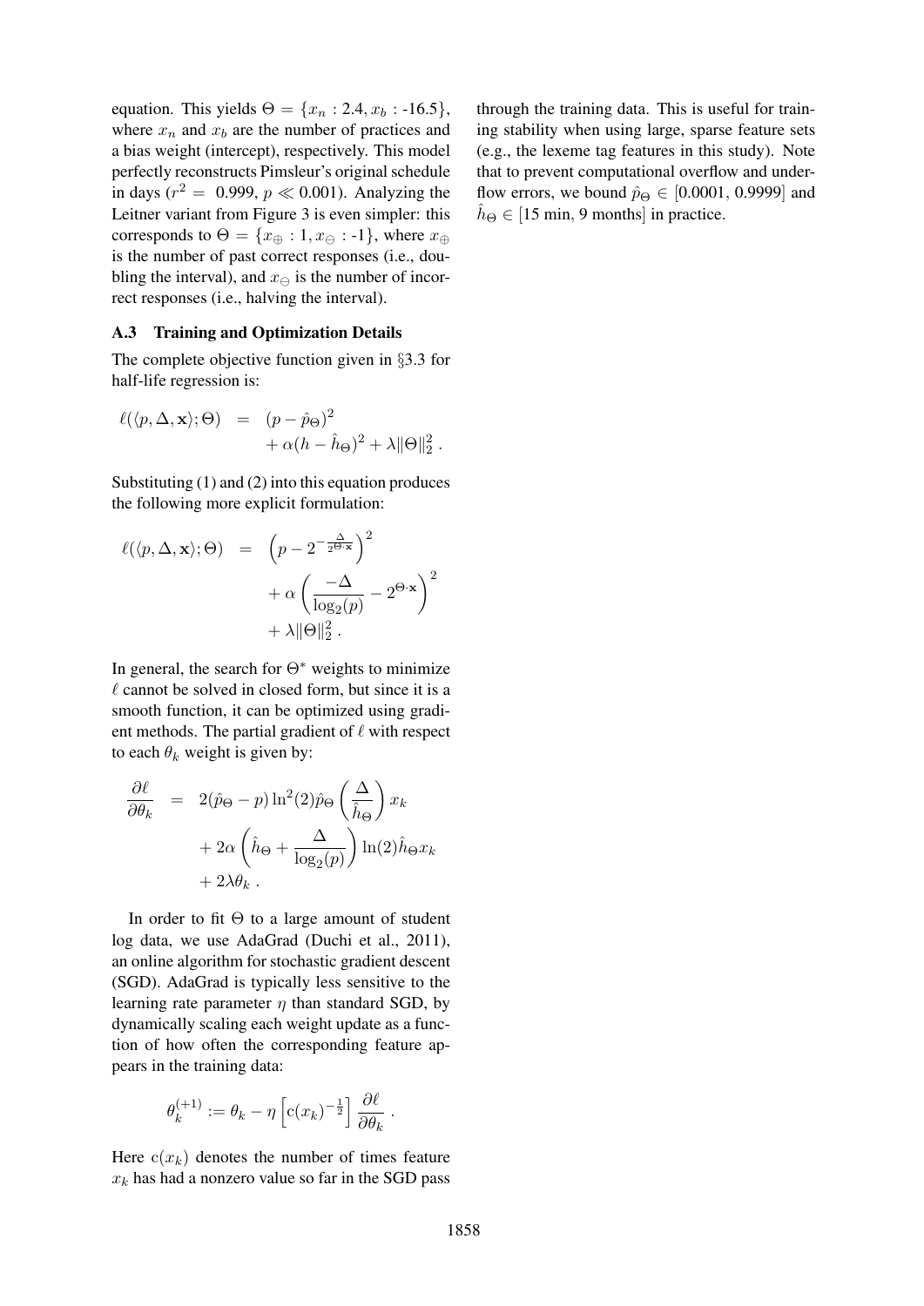equation. This yields $\Theta = \{x_n : 2.4, x_b : \text{-}16.5\}$, where $x_n$ and $x_b$ are the number of practices and a bias weight (intercept), respectively. This model perfectly reconstructs Pimsleur's original schedule in days ($r^2 = 0.999$, $p \ll 0.001$). Analyzing the Leitner variant from Figure 3 is even simpler: this corresponds to $\Theta = \{x_\oplus : 1, x_\ominus : \text{-}1\}$, where $x_\oplus$ is the number of past correct responses (i.e., doubling the interval), and $x_\ominus$ is the number of incorrect responses (i.e., halving the interval).

### A.3 Training and Optimization Details

The complete objective function given in §3.3 for half-life regression is:

$$\ell(\langle p, \Delta, \mathbf{x} \rangle; \Theta) = (p - \hat{p}_\Theta)^2 + \alpha(h - \hat{h}_\Theta)^2 + \lambda \|\Theta\|_2^2 .$$

Substituting (1) and (2) into this equation produces the following more explicit formulation:

$$\ell(\langle p, \Delta, \mathbf{x} \rangle; \Theta) = \left(p - 2^{-\frac{\Delta}{2^{\Theta \cdot \mathbf{x}}}}\right)^2 + \alpha \left(\frac{-\Delta}{\log_2(p)} - 2^{\Theta \cdot \mathbf{x}}\right)^2 + \lambda \|\Theta\|_2^2 .$$

In general, the search for $\Theta^*$ weights to minimize $\ell$ cannot be solved in closed form, but since it is a smooth function, it can be optimized using gradient methods. The partial gradient of $\ell$ with respect to each $\theta_k$ weight is given by:

$$\frac{\partial \ell}{\partial \theta_k} = 2(\hat{p}_\Theta - p) \ln^2(2) \hat{p}_\Theta \left(\frac{\Delta}{\hat{h}_\Theta}\right) x_k + 2\alpha \left(\hat{h}_\Theta + \frac{\Delta}{\log_2(p)}\right) \ln(2) \hat{h}_\Theta x_k + 2\lambda\theta_k .$$

In order to fit $\Theta$ to a large amount of student log data, we use AdaGrad (Duchi et al., 2011), an online algorithm for stochastic gradient descent (SGD). AdaGrad is typically less sensitive to the learning rate parameter $\eta$ than standard SGD, by dynamically scaling each weight update as a function of how often the corresponding feature appears in the training data:

$$\theta_k^{(+1)} := \theta_k - \eta \left[\mathrm{c}(x_k)^{-\frac{1}{2}}\right] \frac{\partial \ell}{\partial \theta_k} .$$

Here $\mathrm{c}(x_k)$ denotes the number of times feature $x_k$ has had a nonzero value so far in the SGD pass through the training data. This is useful for training stability when using large, sparse feature sets (e.g., the lexeme tag features in this study). Note that to prevent computational overflow and underflow errors, we bound $\hat{p}_\Theta \in [0.0001, 0.9999]$ and $\hat{h}_\Theta \in$ [15 min, 9 months] in practice.